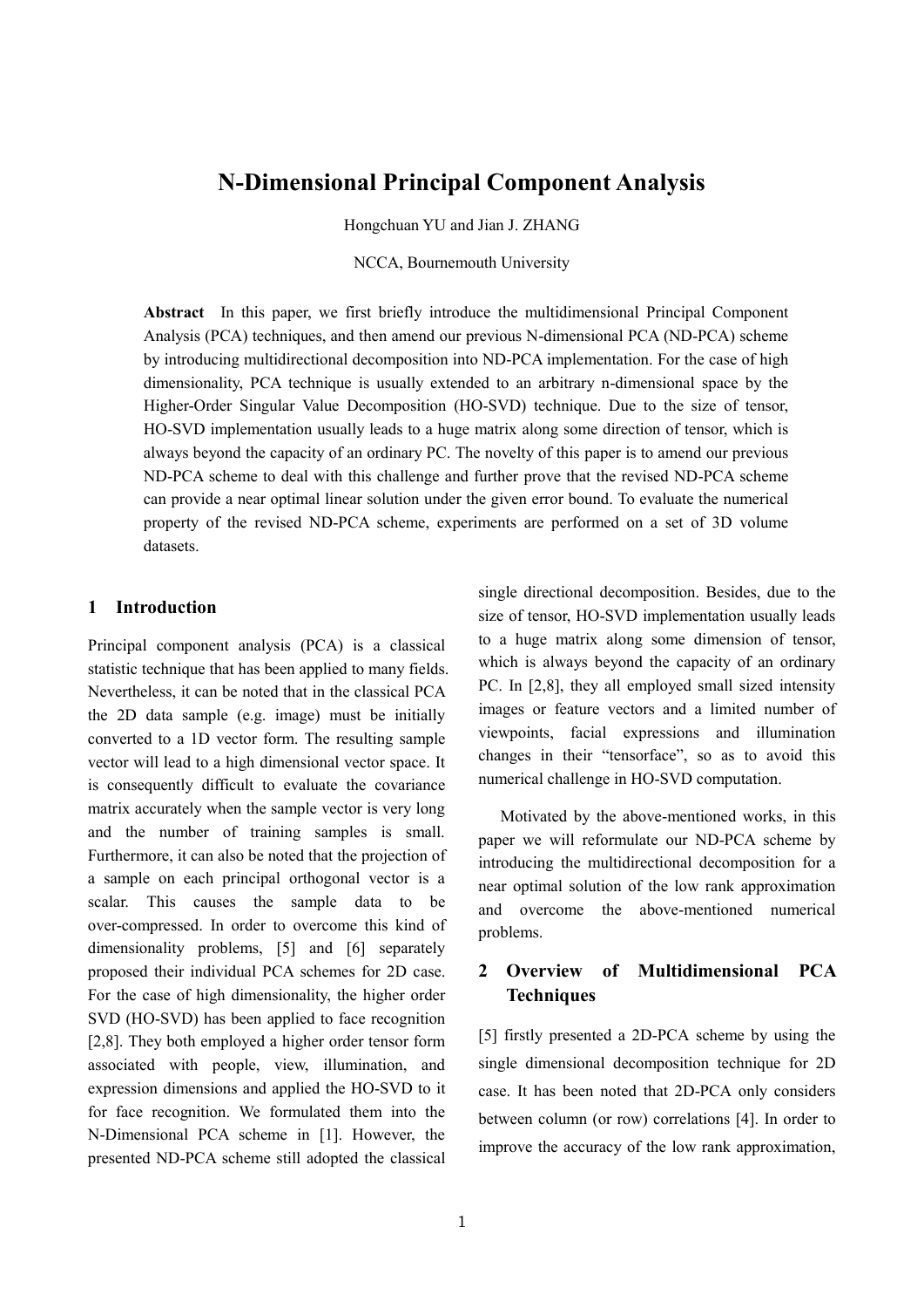# N-Dimensional Principal Component Analysis

Hongchuan YU and Jian J. ZHANG

NCCA, Bournemouth University

**Abstract** In this paper, we first briefly introduce the multidimensional Principal Component Analysis (PCA) techniques, and then amend our previous N-dimensional PCA (ND-PCA) scheme by introducing multidirectional decomposition into ND-PCA implementation. For the case of high dimensionality, PCA technique is usually extended to an arbitrary n-dimensional space by the Higher-Order Singular Value Decomposition (HO-SVD) technique. Due to the size of tensor, HO-SVD implementation usually leads to a huge matrix along some direction of tensor, which is always beyond the capacity of an ordinary PC. The novelty of this paper is to amend our previous ND-PCA scheme to deal with this challenge and further prove that the revised ND-PCA scheme can provide a near optimal linear solution under the given error bound. To evaluate the numerical property of the revised ND-PCA scheme, experiments are performed on a set of 3D volume datasets.

## 1 Introduction

Principal component analysis (PCA) is a classical statistic technique that has been applied to many fields. Nevertheless, it can be noted that in the classical PCA the 2D data sample (e.g. image) must be initially converted to a 1D vector form. The resulting sample vector will lead to a high dimensional vector space. It is consequently difficult to evaluate the covariance matrix accurately when the sample vector is very long and the number of training samples is small. Furthermore, it can also be noted that the projection of a sample on each principal orthogonal vector is a scalar. This causes the sample data to be over-compressed. In order to overcome this kind of dimensionality problems, [5] and [6] separately proposed their individual PCA schemes for 2D case. For the case of high dimensionality, the higher order SVD (HO-SVD) has been applied to face recognition [2,8]. They both employed a higher order tensor form associated with people, view, illumination, and expression dimensions and applied the HO-SVD to it for face recognition. We formulated them into the N-Dimensional PCA scheme in [1]. However, the presented ND-PCA scheme still adopted the classical single directional decomposition. Besides, due to the size of tensor, HO-SVD implementation usually leads to a huge matrix along some dimension of tensor, which is always beyond the capacity of an ordinary PC. In [2,8], they all employed small sized intensity images or feature vectors and a limited number of viewpoints, facial expressions and illumination changes in their "tensorface", so as to avoid this numerical challenge in HO-SVD computation.

Motivated by the above-mentioned works, in this paper we will reformulate our ND-PCA scheme by introducing the multidirectional decomposition for a near optimal solution of the low rank approximation and overcome the above-mentioned numerical problems.

## 2 Overview of Multidimensional PCA Techniques

[5] firstly presented a 2D-PCA scheme by using the single dimensional decomposition technique for 2D case. It has been noted that 2D-PCA only considers between column (or row) correlations [4]. In order to improve the accuracy of the low rank approximation,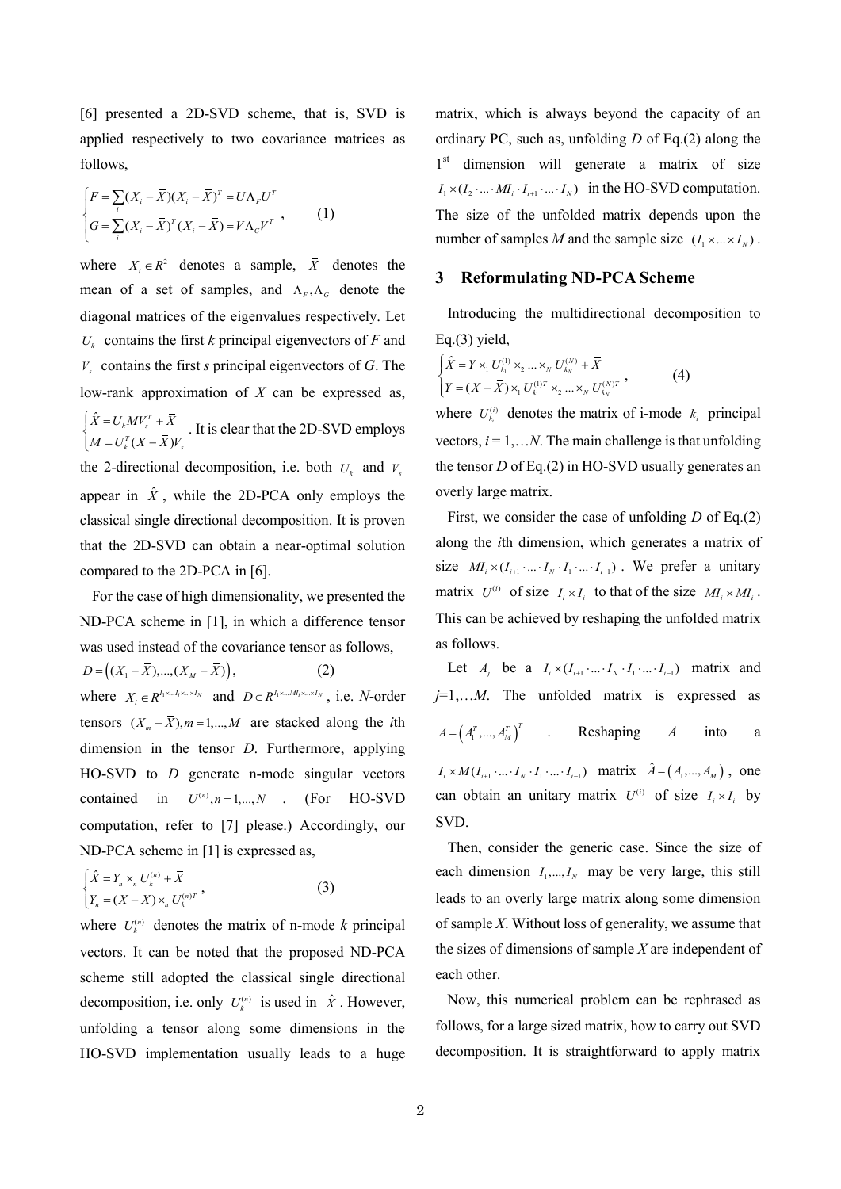[6] presented a 2D-SVD scheme, that is, SVD is applied respectively to two covariance matrices as follows,

$$\begin{cases} F = \sum_i (X_i - \bar{X})(X_i - \bar{X})^T = U \Lambda_F U^T \\ G = \sum_i (X_i - \bar{X})^T (X_i - \bar{X}) = V \Lambda_G V^T \end{cases}, \qquad (1)$$

where $X_i \in R^2$ denotes a sample, $\bar{X}$ denotes the mean of a set of samples, and $\Lambda_F, \Lambda_G$ denote the diagonal matrices of the eigenvalues respectively. Let $U_k$ contains the first *k* principal eigenvectors of *F* and $V_s$ contains the first *s* principal eigenvectors of *G*. The low-rank approximation of *X* can be expressed as, $\begin{cases} \hat{X} = U_k M V_s^T + \bar{X} \\ M = U_k^T (X - \bar{X}) V_s \end{cases}$. It is clear that the 2D-SVD employs the 2-directional decomposition, i.e. both $U_k$ and $V_s$ appear in $\hat{X}$, while the 2D-PCA only employs the classical single directional decomposition. It is proven that the 2D-SVD can obtain a near-optimal solution compared to the 2D-PCA in [6].

For the case of high dimensionality, we presented the ND-PCA scheme in [1], in which a difference tensor was used instead of the covariance tensor as follows,

$$D = \left( (X_1 - \bar{X}), ..., (X_M - \bar{X}) \right), \qquad (2)$$

where $X_i \in R^{I_1 \times ... I_i \times ... \times I_N}$ and $D \in R^{I_1 \times ... MI_i \times ... \times I_N}$, i.e. *N*-order tensors $(X_m - \bar{X}), m = 1, ..., M$ are stacked along the *i*th dimension in the tensor *D*. Furthermore, applying HO-SVD to *D* generate n-mode singular vectors contained in $U^{(n)}, n = 1, ..., N$. (For HO-SVD computation, refer to [7] please.) Accordingly, our ND-PCA scheme in [1] is expressed as,

$$\begin{cases} \hat{X} = Y_n \times_n U_k^{(n)} + \bar{X} \\ Y_n = (X - \bar{X}) \times_n U_k^{(n)T} \end{cases}, \qquad (3)$$

where $U_k^{(n)}$ denotes the matrix of n-mode *k* principal vectors. It can be noted that the proposed ND-PCA scheme still adopted the classical single directional decomposition, i.e. only $U_k^{(n)}$ is used in $\hat{X}$. However, unfolding a tensor along some dimensions in the HO-SVD implementation usually leads to a huge matrix, which is always beyond the capacity of an ordinary PC, such as, unfolding *D* of Eq.(2) along the 1st dimension will generate a matrix of size $I_1 \times (I_2 \cdot ... \cdot MI_i \cdot I_{i+1} \cdot ... \cdot I_N)$ in the HO-SVD computation. The size of the unfolded matrix depends upon the number of samples *M* and the sample size $(I_1 \times ... \times I_N)$.

## 3 Reformulating ND-PCA Scheme

Introducing the multidirectional decomposition to Eq.(3) yield,

$$\begin{cases} \hat{X} = Y \times_1 U_{k_1}^{(1)} \times_2 ... \times_N U_{k_N}^{(N)} + \bar{X} \\ Y = (X - \bar{X}) \times_1 U_{k_1}^{(1)T} \times_2 ... \times_N U_{k_N}^{(N)T} \end{cases}, \qquad (4)$$

where $U_{k_i}^{(i)}$ denotes the matrix of i-mode $k_i$ principal vectors, *i* = 1,…*N*. The main challenge is that unfolding the tensor *D* of Eq.(2) in HO-SVD usually generates an overly large matrix.

First, we consider the case of unfolding *D* of Eq.(2) along the *i*th dimension, which generates a matrix of size $MI_i \times (I_{i+1} \cdot ... \cdot I_N \cdot I_1 \cdot ... \cdot I_{i-1})$. We prefer a unitary matrix $U^{(i)}$ of size $I_i \times I_i$ to that of the size $MI_i \times MI_i$. This can be achieved by reshaping the unfolded matrix as follows.

Let $A_j$ be a $I_i \times (I_{i+1} \cdot ... \cdot I_N \cdot I_1 \cdot ... \cdot I_{i-1})$ matrix and *j*=1,…*M*. The unfolded matrix is expressed as $A = \left( A_1^T, ..., A_M^T \right)^T$. Reshaping *A* into a $I_i \times M(I_{i+1} \cdot ... \cdot I_N \cdot I_1 \cdot ... \cdot I_{i-1})$ matrix $\hat{A} = \left( A_1, ..., A_M \right)$, one can obtain an unitary matrix $U^{(i)}$ of size $I_i \times I_i$ by SVD.

Then, consider the generic case. Since the size of each dimension $I_1, ..., I_N$ may be very large, this still leads to an overly large matrix along some dimension of sample *X*. Without loss of generality, we assume that the sizes of dimensions of sample *X* are independent of each other.

Now, this numerical problem can be rephrased as follows, for a large sized matrix, how to carry out SVD decomposition. It is straightforward to apply matrix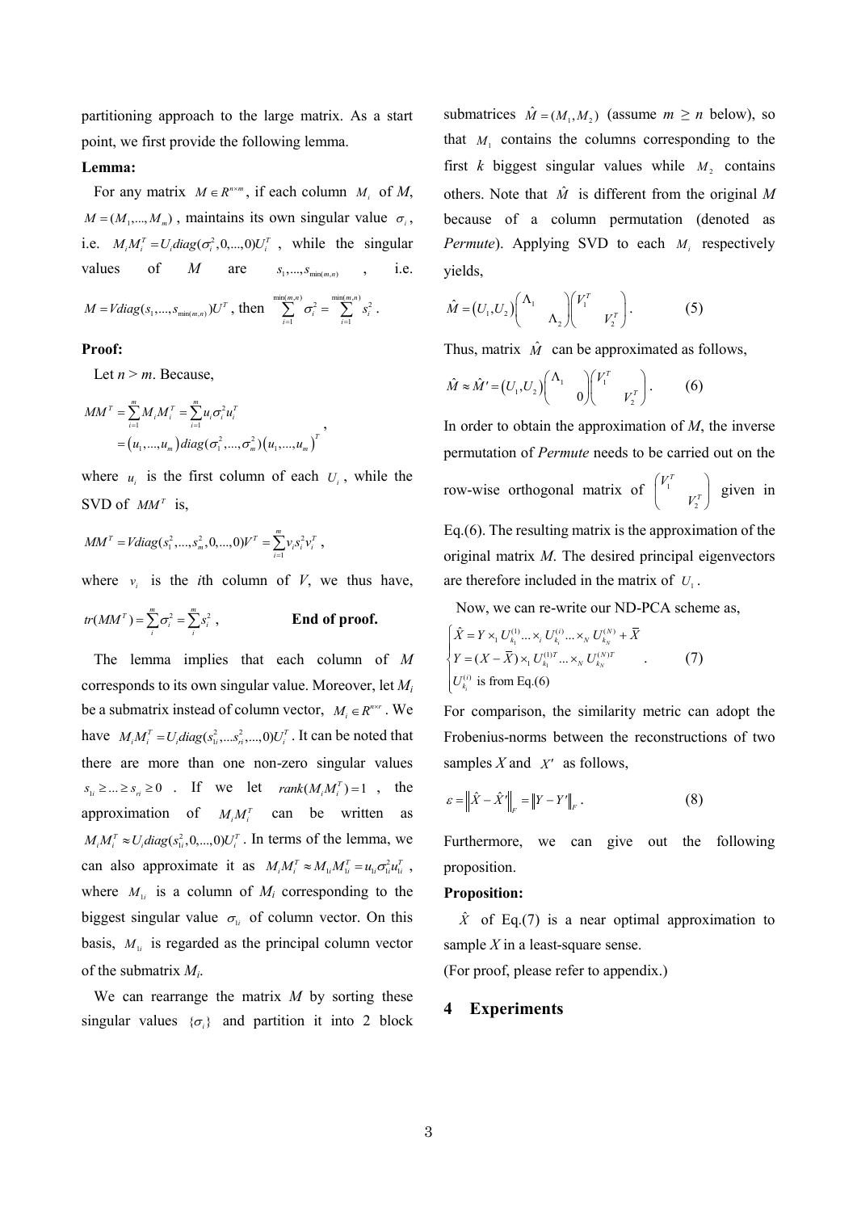partitioning approach to the large matrix. As a start point, we first provide the following lemma.

**Lemma:**

For any matrix $M \in R^{n \times m}$, if each column $M_i$ of $M$, $M = (M_1, ..., M_m)$, maintains its own singular value $\sigma_i$, i.e. $M_i M_i^T = U_i diag(\sigma_i^2, 0, ..., 0) U_i^T$, while the singular values of $M$ are $s_1, ..., s_{\min(m,n)}$, i.e. $M = V diag(s_1, ..., s_{\min(m,n)}) U^T$, then $\sum_{i=1}^{\min(m,n)} \sigma_i^2 = \sum_{i=1}^{\min(m,n)} s_i^2$.

**Proof:**

Let $n > m$. Because,

$$
\begin{aligned}
MM^T &= \sum_{i=1}^{m} M_i M_i^T = \sum_{i=1}^{m} u_i \sigma_i^2 u_i^T \\
&= (u_1, ..., u_m) diag(\sigma_1^2, ..., \sigma_m^2) (u_1, ..., u_m)^T
\end{aligned},
$$

where $u_i$ is the first column of each $U_i$, while the SVD of $MM^T$ is,

$$
MM^T = V diag(s_1^2, ..., s_m^2, 0, ..., 0) V^T = \sum_{i=1}^{m} v_i s_i^2 v_i^T,
$$

where $v_i$ is the $i$th column of $V$, we thus have,

$$
tr(MM^T) = \sum_{i}^{m} \sigma_i^2 = \sum_{i}^{m} s_i^2, \qquad \textbf{End of proof.}
$$

The lemma implies that each column of $M$ corresponds to its own singular value. Moreover, let $M_i$ be a submatrix instead of column vector, $M_i \in R^{n \times r}$. We have $M_i M_i^T = U_i diag(s_{1i}^2, ... s_{ri}^2, ..., 0) U_i^T$. It can be noted that there are more than one non-zero singular values $s_{1i} \geq ... \geq s_{ri} \geq 0$. If we let $rank(M_i M_i^T) = 1$, the approximation of $M_i M_i^T$ can be written as $M_i M_i^T \approx U_i diag(s_{1i}^2, 0, ..., 0) U_i^T$. In terms of the lemma, we can also approximate it as $M_i M_i^T \approx M_{1i} M_{1i}^T = u_{1i} \sigma_{1i}^2 u_{1i}^T$, where $M_{1i}$ is a column of $M_i$ corresponding to the biggest singular value $\sigma_{1i}$ of column vector. On this basis, $M_{1i}$ is regarded as the principal column vector of the submatrix $M_i$.

We can rearrange the matrix $M$ by sorting these singular values $\{\sigma_i\}$ and partition it into 2 block submatrices $\hat{M} = (M_1, M_2)$ (assume $m \geq n$ below), so that $M_1$ contains the columns corresponding to the first $k$ biggest singular values while $M_2$ contains others. Note that $\hat{M}$ is different from the original $M$ because of a column permutation (denoted as *Permute*). Applying SVD to each $M_i$ respectively yields,

$$
\hat{M} = (U_1, U_2) \begin{pmatrix} \Lambda_1 & \\ & \Lambda_2 \end{pmatrix} \begin{pmatrix} V_1^T & \\ & V_2^T \end{pmatrix}. \tag{5}
$$

Thus, matrix $\hat{M}$ can be approximated as follows,

$$
\hat{M} \approx \hat{M}' = (U_1, U_2) \begin{pmatrix} \Lambda_1 & \\ & 0 \end{pmatrix} \begin{pmatrix} V_1^T & \\ & V_2^T \end{pmatrix}. \tag{6}
$$

In order to obtain the approximation of $M$, the inverse permutation of *Permute* needs to be carried out on the row-wise orthogonal matrix of $\begin{pmatrix} V_1^T & \\ & V_2^T \end{pmatrix}$ given in Eq.(6). The resulting matrix is the approximation of the original matrix $M$. The desired principal eigenvectors are therefore included in the matrix of $U_1$.

Now, we can re-write our ND-PCA scheme as,

$$
\begin{cases}
\hat{X} = Y \times_1 U_{k_1}^{(1)} ... \times_i U_{k_i}^{(i)} ... \times_N U_{k_N}^{(N)} + \bar{X} \\
Y = (X - \bar{X}) \times_1 U_{k_1}^{(1)T} ... \times_N U_{k_N}^{(N)T} \\
U_{k_i}^{(i)} \text{ is from Eq.(6)}
\end{cases}. \tag{7}
$$

For comparison, the similarity metric can adopt the Frobenius-norms between the reconstructions of two samples $X$ and $X'$ as follows,

$$
\varepsilon = \left\| \hat{X} - \hat{X}' \right\|_F = \left\| Y - Y' \right\|_F. \tag{8}
$$

Furthermore, we can give out the following proposition.

**Proposition:**

$\hat{X}$ of Eq.(7) is a near optimal approximation to sample $X$ in a least-square sense.

(For proof, please refer to appendix.)

## 4 Experiments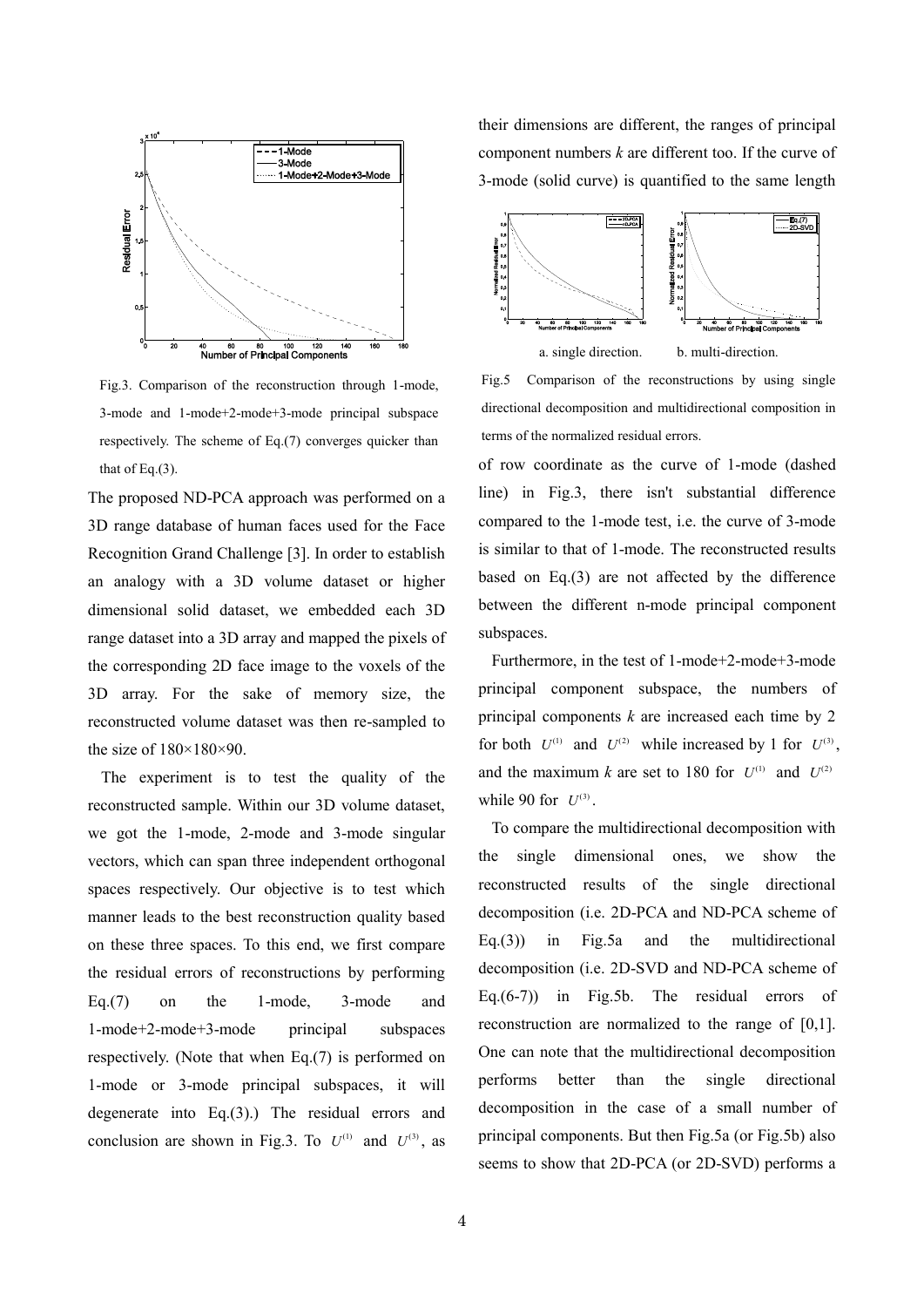Fig.3. Comparison of the reconstruction through 1-mode, 3-mode and 1-mode+2-mode+3-mode principal subspace respectively. The scheme of Eq.(7) converges quicker than that of Eq.(3).

The proposed ND-PCA approach was performed on a 3D range database of human faces used for the Face Recognition Grand Challenge [3]. In order to establish an analogy with a 3D volume dataset or higher dimensional solid dataset, we embedded each 3D range dataset into a 3D array and mapped the pixels of the corresponding 2D face image to the voxels of the 3D array. For the sake of memory size, the reconstructed volume dataset was then re-sampled to the size of 180×180×90.

The experiment is to test the quality of the reconstructed sample. Within our 3D volume dataset, we got the 1-mode, 2-mode and 3-mode singular vectors, which can span three independent orthogonal spaces respectively. Our objective is to test which manner leads to the best reconstruction quality based on these three spaces. To this end, we first compare the residual errors of reconstructions by performing Eq.(7) on the 1-mode, 3-mode and 1-mode+2-mode+3-mode principal subspaces respectively. (Note that when Eq.(7) is performed on 1-mode or 3-mode principal subspaces, it will degenerate into Eq.(3).) The residual errors and conclusion are shown in Fig.3. To $U^{(1)}$ and $U^{(3)}$, as their dimensions are different, the ranges of principal component numbers $k$ are different too. If the curve of 3-mode (solid curve) is quantified to the same length of row coordinate as the curve of 1-mode (dashed line) in Fig.3, there isn't substantial difference compared to the 1-mode test, i.e. the curve of 3-mode is similar to that of 1-mode. The reconstructed results based on Eq.(3) are not affected by the difference between the different n-mode principal component subspaces.

a. single direction. b. multi-direction.

Fig.5 Comparison of the reconstructions by using single directional decomposition and multidirectional composition in terms of the normalized residual errors.

Furthermore, in the test of 1-mode+2-mode+3-mode principal component subspace, the numbers of principal components $k$ are increased each time by 2 for both $U^{(1)}$ and $U^{(2)}$ while increased by 1 for $U^{(3)}$, and the maximum $k$ are set to 180 for $U^{(1)}$ and $U^{(2)}$ while 90 for $U^{(3)}$.

To compare the multidirectional decomposition with the single dimensional ones, we show the reconstructed results of the single directional decomposition (i.e. 2D-PCA and ND-PCA scheme of Eq.(3)) in Fig.5a and the multidirectional decomposition (i.e. 2D-SVD and ND-PCA scheme of Eq.(6-7)) in Fig.5b. The residual errors of reconstruction are normalized to the range of [0,1]. One can note that the multidirectional decomposition performs better than the single directional decomposition in the case of a small number of principal components. But then Fig.5a (or Fig.5b) also seems to show that 2D-PCA (or 2D-SVD) performs a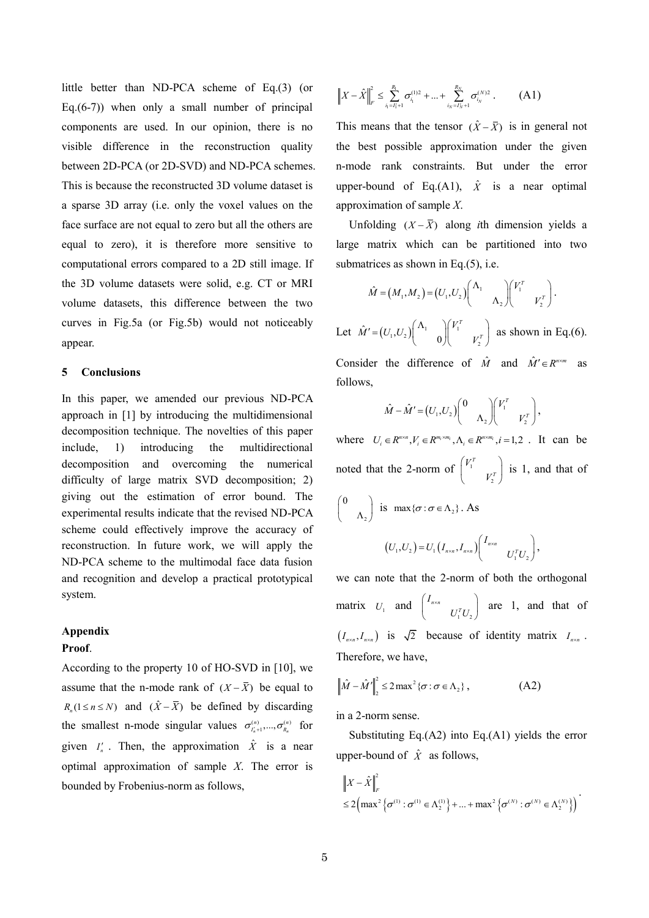little better than ND-PCA scheme of Eq.(3) (or Eq.(6-7)) when only a small number of principal components are used. In our opinion, there is no visible difference in the reconstruction quality between 2D-PCA (or 2D-SVD) and ND-PCA schemes. This is because the reconstructed 3D volume dataset is a sparse 3D array (i.e. only the voxel values on the face surface are not equal to zero but all the others are equal to zero), it is therefore more sensitive to computational errors compared to a 2D still image. If the 3D volume datasets were solid, e.g. CT or MRI volume datasets, this difference between the two curves in Fig.5a (or Fig.5b) would not noticeably appear.

## 5 Conclusions

In this paper, we amended our previous ND-PCA approach in [1] by introducing the multidimensional decomposition technique. The novelties of this paper include, 1) introducing the multidirectional decomposition and overcoming the numerical difficulty of large matrix SVD decomposition; 2) giving out the estimation of error bound. The experimental results indicate that the revised ND-PCA scheme could effectively improve the accuracy of reconstruction. In future work, we will apply the ND-PCA scheme to the multimodal face data fusion and recognition and develop a practical prototypical system.

## Appendix

**Proof**.

According to the property 10 of HO-SVD in [10], we assume that the n-mode rank of $(X-\bar{X})$ be equal to $R_n (1 \le n \le N)$ and $(\hat{X}-\bar{X})$ be defined by discarding the smallest n-mode singular values $\sigma^{(n)}_{I'_n+1},...,\sigma^{(n)}_{R_n}$ for given $I'_n$. Then, the approximation $\hat{X}$ is a near optimal approximation of sample *X*. The error is bounded by Frobenius-norm as follows,

$$\left\| X-\hat{X} \right\|_F^2 \le \sum_{i_1=I'_1+1}^{R_1} \sigma^{(1)2}_{i_1} + ... + \sum_{i_N=I'_N+1}^{R_N} \sigma^{(N)2}_{i_N}. \qquad \text{(A1)}$$

This means that the tensor $(\hat{X}-\bar{X})$ is in general not the best possible approximation under the given n-mode rank constraints. But under the error upper-bound of Eq.(A1), $\hat{X}$ is a near optimal approximation of sample *X*.

Unfolding $(X-\bar{X})$ along *i*th dimension yields a large matrix which can be partitioned into two submatrices as shown in Eq.(5), i.e.

$$\hat{M}=(M_1,M_2)=(U_1,U_2)\begin{pmatrix}\Lambda_1 & \\ & \Lambda_2\end{pmatrix}\begin{pmatrix}V_1^T & \\ & V_2^T\end{pmatrix}.$$

Let $\hat{M}'=(U_1,U_2)\begin{pmatrix}\Lambda_1 & \\ & 0\end{pmatrix}\begin{pmatrix}V_1^T & \\ & V_2^T\end{pmatrix}$ as shown in Eq.(6).

Consider the difference of $\hat{M}$ and $\hat{M}' \in R^{n \times m}$ as follows,

$$\hat{M}-\hat{M}'=(U_1,U_2)\begin{pmatrix}0 & \\ & \Lambda_2\end{pmatrix}\begin{pmatrix}V_1^T & \\ & V_2^T\end{pmatrix},$$

where $U_i \in R^{n \times n}, V_i \in R^{m_i \times m_i}, \Lambda_i \in R^{n \times m_i}, i=1,2$. It can be noted that the 2-norm of $\begin{pmatrix}V_1^T & \\ & V_2^T\end{pmatrix}$ is 1, and that of $\begin{pmatrix}0 & \\ & \Lambda_2\end{pmatrix}$ is $\max\{\sigma : \sigma \in \Lambda_2\}$. As

$$(U_1,U_2)=U_1(I_{n\times n},I_{n\times n})\begin{pmatrix}I_{n\times n} & \\ & U_1^T U_2\end{pmatrix},$$

we can note that the 2-norm of both the orthogonal matrix $U_1$ and $\begin{pmatrix}I_{n\times n} & \\ & U_1^T U_2\end{pmatrix}$ are 1, and that of $(I_{n\times n},I_{n\times n})$ is $\sqrt{2}$ because of identity matrix $I_{n\times n}$. Therefore, we have,

$$\left\| \hat{M}-\hat{M}' \right\|_2^2 \le 2\max{}^2\{\sigma : \sigma \in \Lambda_2\}, \qquad \text{(A2)}$$

in a 2-norm sense.

Substituting Eq.(A2) into Eq.(A1) yields the error upper-bound of $\hat{X}$ as follows,

$$\left\| X-\hat{X} \right\|_F^2 \le 2\left(\max{}^2\left\{\sigma^{(1)} : \sigma^{(1)} \in \Lambda_2^{(1)}\right\} + ... + \max{}^2\left\{\sigma^{(N)} : \sigma^{(N)} \in \Lambda_2^{(N)}\right\}\right).$$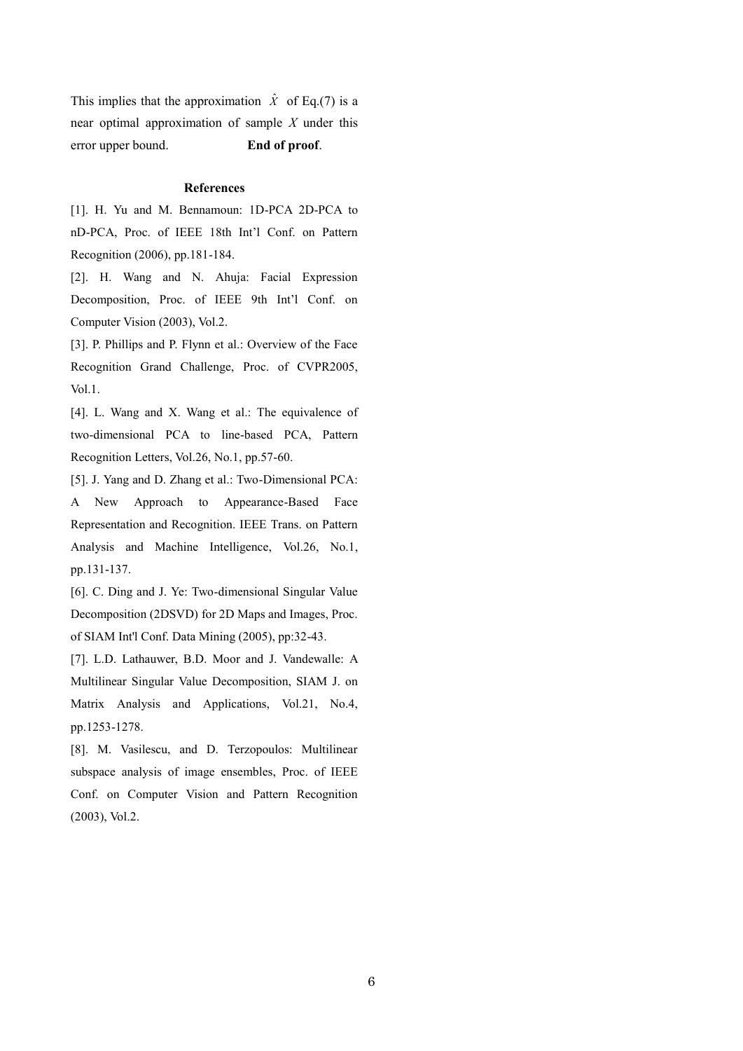This implies that the approximation $\hat{X}$ of Eq.(7) is a near optimal approximation of sample $X$ under this error upper bound. **End of proof**.

## References

[1]. H. Yu and M. Bennamoun: 1D-PCA 2D-PCA to nD-PCA, Proc. of IEEE 18th Int'l Conf. on Pattern Recognition (2006), pp.181-184.

[2]. H. Wang and N. Ahuja: Facial Expression Decomposition, Proc. of IEEE 9th Int'l Conf. on Computer Vision (2003), Vol.2.

[3]. P. Phillips and P. Flynn et al.: Overview of the Face Recognition Grand Challenge, Proc. of CVPR2005, Vol.1.

[4]. L. Wang and X. Wang et al.: The equivalence of two-dimensional PCA to line-based PCA, Pattern Recognition Letters, Vol.26, No.1, pp.57-60.

[5]. J. Yang and D. Zhang et al.: Two-Dimensional PCA: A New Approach to Appearance-Based Face Representation and Recognition. IEEE Trans. on Pattern Analysis and Machine Intelligence, Vol.26, No.1, pp.131-137.

[6]. C. Ding and J. Ye: Two-dimensional Singular Value Decomposition (2DSVD) for 2D Maps and Images, Proc. of SIAM Int'l Conf. Data Mining (2005), pp:32-43.

[7]. L.D. Lathauwer, B.D. Moor and J. Vandewalle: A Multilinear Singular Value Decomposition, SIAM J. on Matrix Analysis and Applications, Vol.21, No.4, pp.1253-1278.

[8]. M. Vasilescu, and D. Terzopoulos: Multilinear subspace analysis of image ensembles, Proc. of IEEE Conf. on Computer Vision and Pattern Recognition (2003), Vol.2.